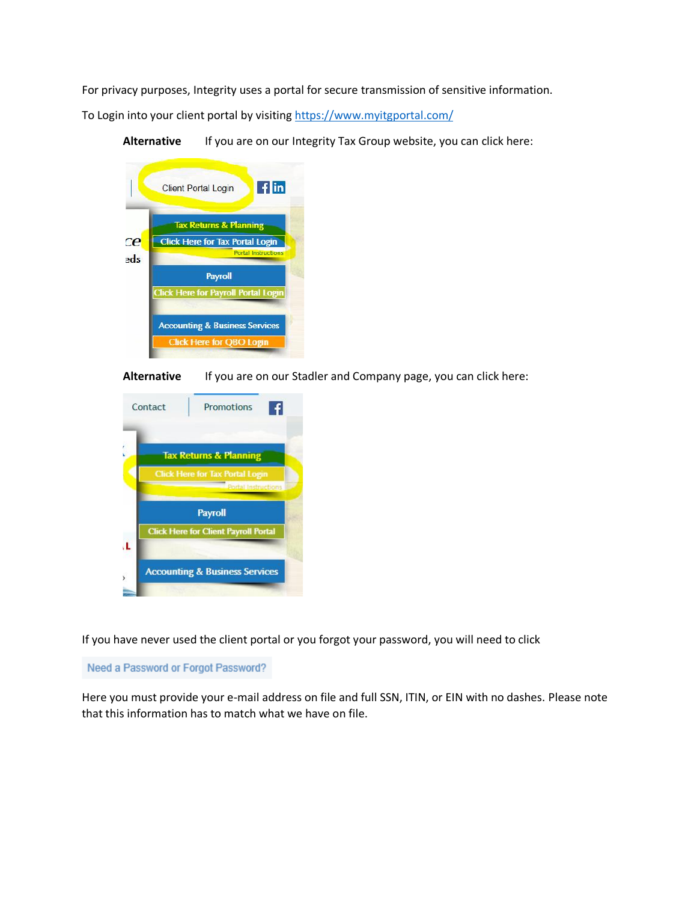For privacy purposes, Integrity uses a portal for secure transmission of sensitive information.

To Login into your client portal by visiting https://www.myitgportal.com/

**Alternative** If you are on our Integrity Tax Group website, you can click here:

**Alternative** If you are on our Stadler and Company page, you can click here:

If you have never used the client portal or you forgot your password, you will need to click

Need a Password or Forgot Password?

Here you must provide your e-mail address on file and full SSN, ITIN, or EIN with no dashes. Please note that this information has to match what we have on file.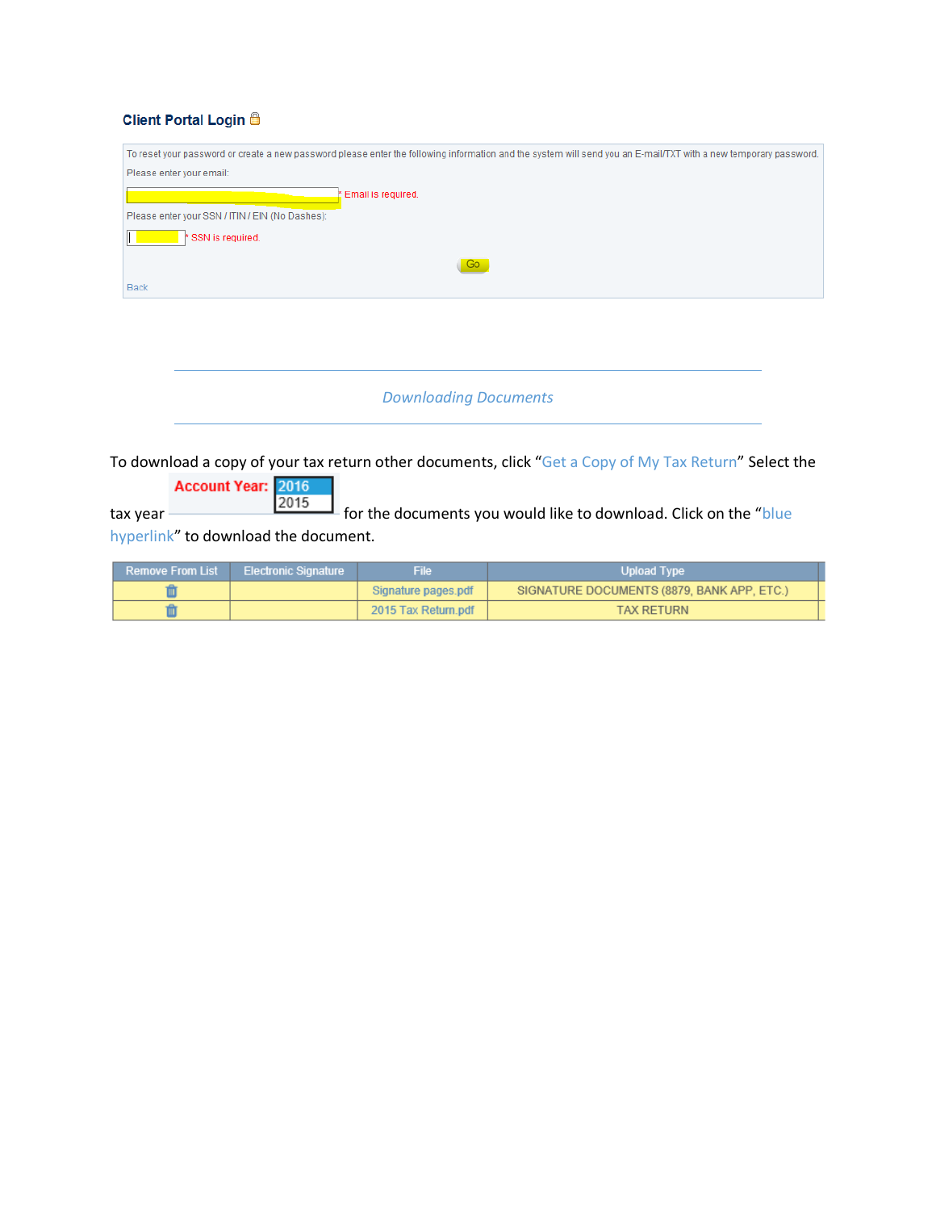**Client Portal Login**

To reset your password or create a new password please enter the following information and the system will send you an E-mail/TXT with a new temporary password.

Please enter your email:

\* Email is required.

Please enter your SSN / ITIN / EIN (No Dashes):

\* SSN is required.

Go

Back

---

*Downloading Documents*

---

To download a copy of your tax return other documents, click "Get a Copy of My Tax Return" Select the tax year **Account Year:** 2016 2015 for the documents you would like to download. Click on the "blue hyperlink" to download the document.

| Remove From List | Electronic Signature | File | Upload Type |
|---|---|---|---|
| | | Signature pages.pdf | SIGNATURE DOCUMENTS (8879, BANK APP, ETC.) |
| | | 2015 Tax Return.pdf | TAX RETURN |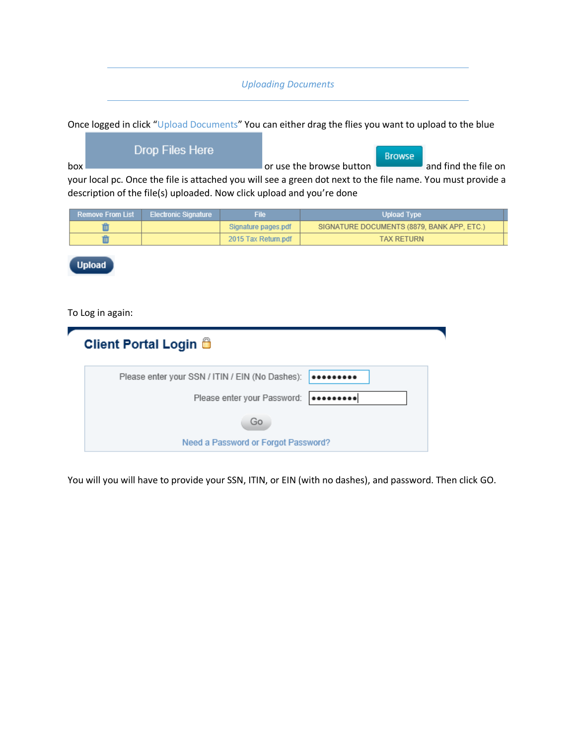*Uploading Documents*

Once logged in click "Upload Documents" You can either drag the flies you want to upload to the blue box Drop Files Here or use the browse button Browse and find the file on your local pc. Once the file is attached you will see a green dot next to the file name. You must provide a description of the file(s) uploaded. Now click upload and you're done

| Remove From List | Electronic Signature | File | Upload Type |
|---|---|---|---|
| 🗑 | | Signature pages.pdf | SIGNATURE DOCUMENTS (8879, BANK APP, ETC.) |
| 🗑 | | 2015 Tax Return.pdf | TAX RETURN |

Upload

To Log in again:

**Client Portal Login**

Please enter your SSN / ITIN / EIN (No Dashes): ●●●●●●●●●

Please enter your Password: ●●●●●●●●●

Go

Need a Password or Forgot Password?

You will you will have to provide your SSN, ITIN, or EIN (with no dashes), and password. Then click GO.